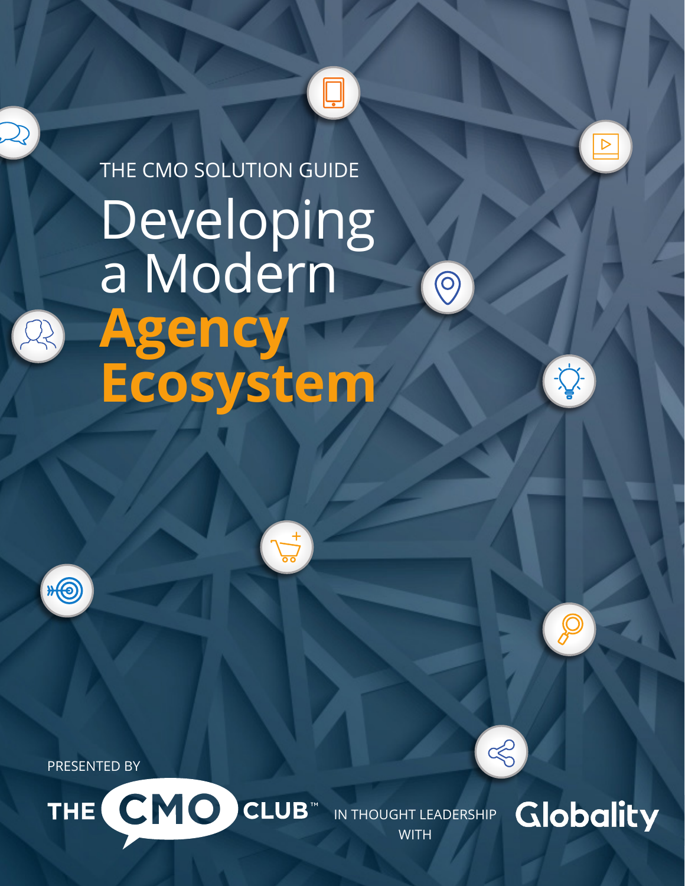THE CMO SOLUTION GUIDE

# Developing a Modern **Agency Ecosystem**

PRESENTED BY

THE CMO CLUB™ IN THOUGHT LEADERSHIP WITH Globality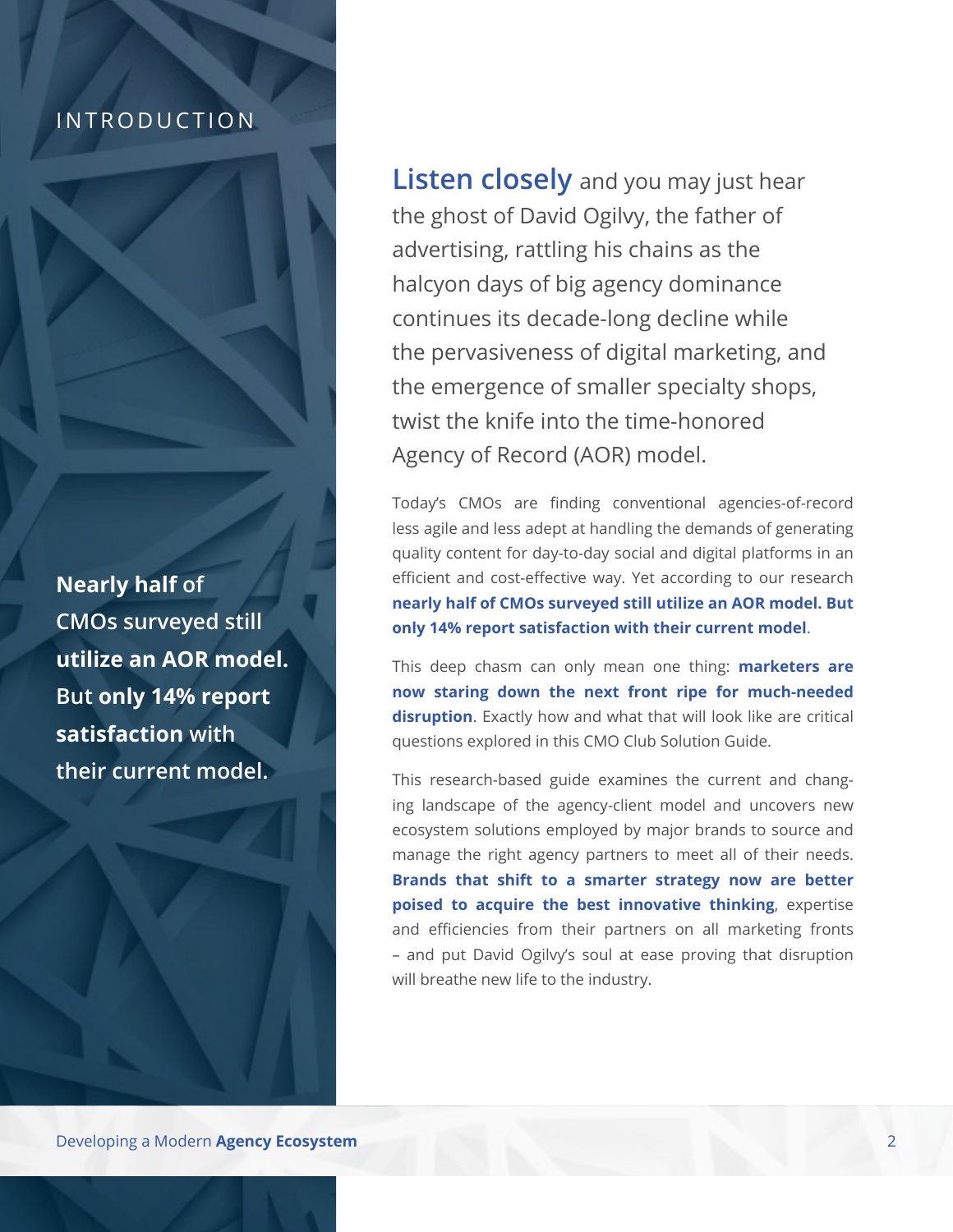## INTRODUCTION

**Nearly half** of CMOs surveyed still **utilize an AOR model.** But **only 14% report satisfaction** with their current model.

**Listen closely** and you may just hear the ghost of David Ogilvy, the father of advertising, rattling his chains as the halcyon days of big agency dominance continues its decade-long decline while the pervasiveness of digital marketing, and the emergence of smaller specialty shops, twist the knife into the time-honored Agency of Record (AOR) model.

Today's CMOs are finding conventional agencies-of-record less agile and less adept at handling the demands of generating quality content for day-to-day social and digital platforms in an efficient and cost-effective way. Yet according to our research **nearly half of CMOs surveyed still utilize an AOR model. But only 14% report satisfaction with their current model**.

This deep chasm can only mean one thing: **marketers are now staring down the next front ripe for much-needed disruption**. Exactly how and what that will look like are critical questions explored in this CMO Club Solution Guide.

This research-based guide examines the current and changing landscape of the agency-client model and uncovers new ecosystem solutions employed by major brands to source and manage the right agency partners to meet all of their needs. **Brands that shift to a smarter strategy now are better poised to acquire the best innovative thinking**, expertise and efficiencies from their partners on all marketing fronts – and put David Ogilvy's soul at ease proving that disruption will breathe new life to the industry.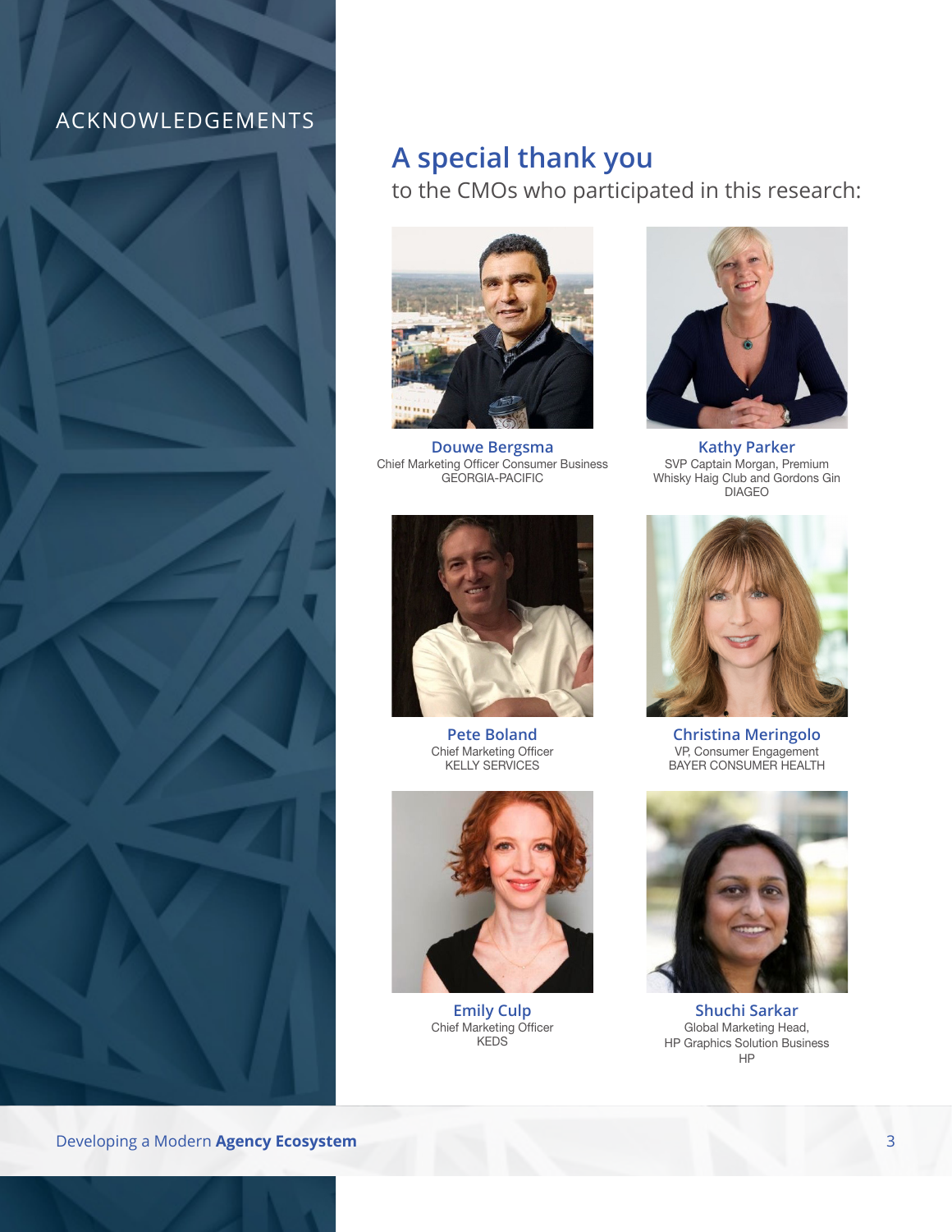ACKNOWLEDGEMENTS

# A special thank you

to the CMOs who participated in this research:

**Douwe Bergsma**
Chief Marketing Officer Consumer Business
GEORGIA-PACIFIC

**Kathy Parker**
SVP Captain Morgan, Premium Whisky Haig Club and Gordons Gin
DIAGEO

**Pete Boland**
Chief Marketing Officer
KELLY SERVICES

**Christina Meringolo**
VP, Consumer Engagement
BAYER CONSUMER HEALTH

**Emily Culp**
Chief Marketing Officer
KEDS

**Shuchi Sarkar**
Global Marketing Head,
HP Graphics Solution Business
HP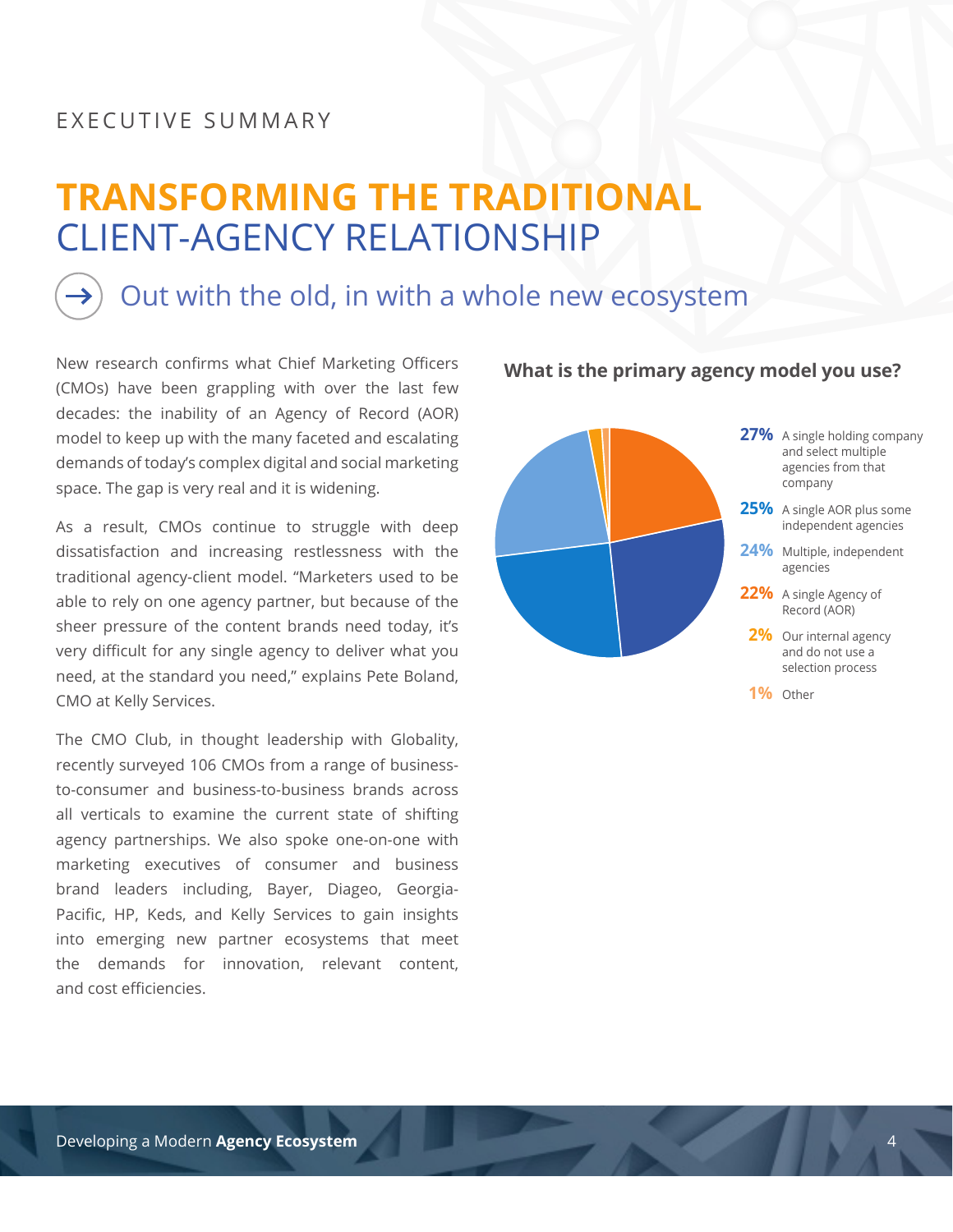EXECUTIVE SUMMARY

# TRANSFORMING THE TRADITIONAL CLIENT-AGENCY RELATIONSHIP

## Out with the old, in with a whole new ecosystem

New research confirms what Chief Marketing Officers (CMOs) have been grappling with over the last few decades: the inability of an Agency of Record (AOR) model to keep up with the many faceted and escalating demands of today's complex digital and social marketing space. The gap is very real and it is widening.

As a result, CMOs continue to struggle with deep dissatisfaction and increasing restlessness with the traditional agency-client model. "Marketers used to be able to rely on one agency partner, but because of the sheer pressure of the content brands need today, it's very difficult for any single agency to deliver what you need, at the standard you need," explains Pete Boland, CMO at Kelly Services.

The CMO Club, in thought leadership with Globality, recently surveyed 106 CMOs from a range of business-to-consumer and business-to-business brands across all verticals to examine the current state of shifting agency partnerships. We also spoke one-on-one with marketing executives of consumer and business brand leaders including, Bayer, Diageo, Georgia-Pacific, HP, Keds, and Kelly Services to gain insights into emerging new partner ecosystems that meet the demands for innovation, relevant content, and cost efficiencies.

**What is the primary agency model you use?**

- **27%** A single holding company and select multiple agencies from that company
- **25%** A single AOR plus some independent agencies
- **24%** Multiple, independent agencies
- **22%** A single Agency of Record (AOR)
- **2%** Our internal agency and do not use a selection process
- **1%** Other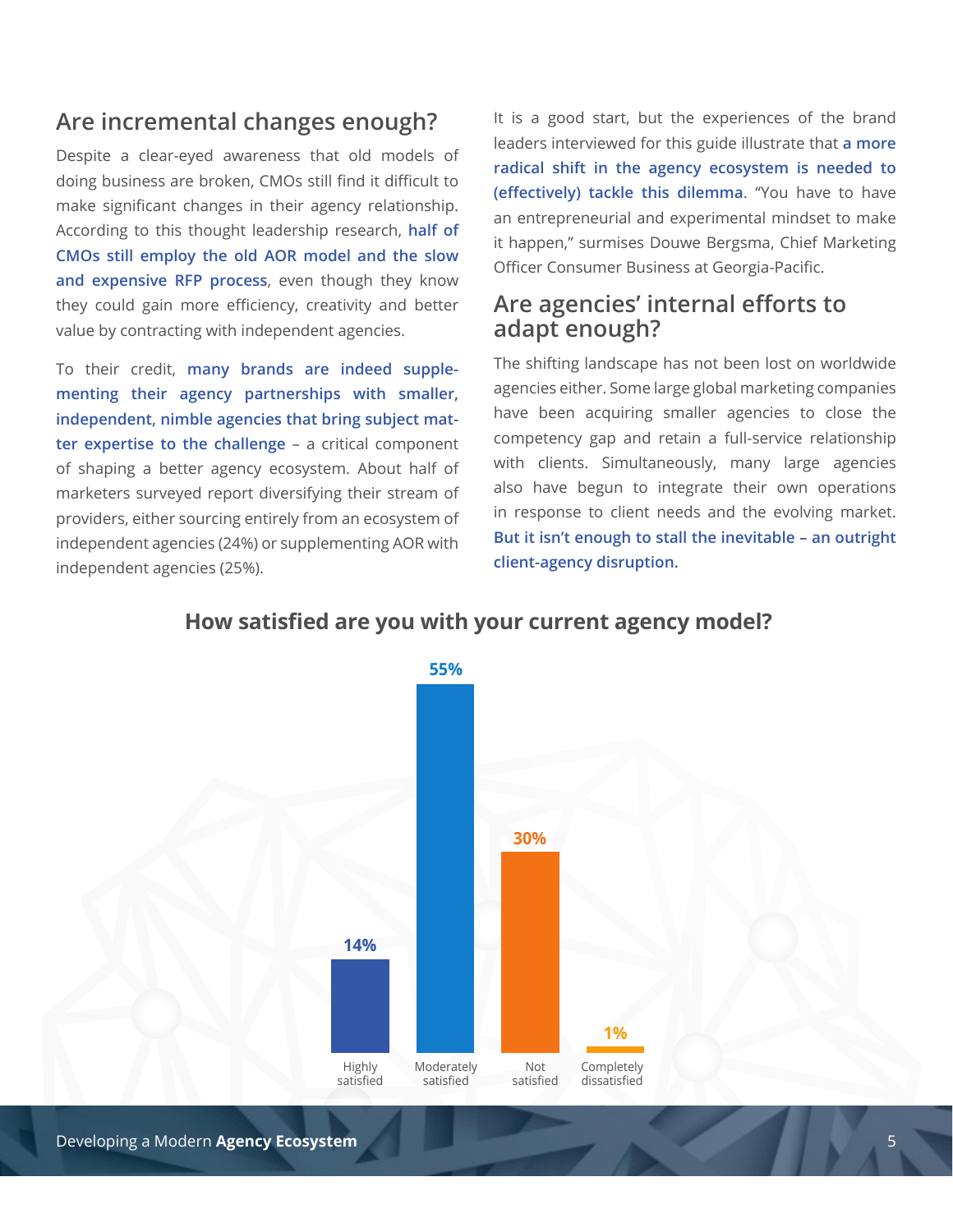## Are incremental changes enough?

Despite a clear-eyed awareness that old models of doing business are broken, CMOs still find it difficult to make significant changes in their agency relationship. According to this thought leadership research, **half of CMOs still employ the old AOR model and the slow and expensive RFP process**, even though they know they could gain more efficiency, creativity and better value by contracting with independent agencies.

To their credit, **many brands are indeed supplementing their agency partnerships with smaller, independent, nimble agencies that bring subject matter expertise to the challenge** – a critical component of shaping a better agency ecosystem. About half of marketers surveyed report diversifying their stream of providers, either sourcing entirely from an ecosystem of independent agencies (24%) or supplementing AOR with independent agencies (25%).

It is a good start, but the experiences of the brand leaders interviewed for this guide illustrate that **a more radical shift in the agency ecosystem is needed to (effectively) tackle this dilemma**. "You have to have an entrepreneurial and experimental mindset to make it happen," surmises Douwe Bergsma, Chief Marketing Officer Consumer Business at Georgia-Pacific.

## Are agencies' internal efforts to adapt enough?

The shifting landscape has not been lost on worldwide agencies either. Some large global marketing companies have been acquiring smaller agencies to close the competency gap and retain a full-service relationship with clients. Simultaneously, many large agencies also have begun to integrate their own operations in response to client needs and the evolving market. **But it isn't enough to stall the inevitable – an outright client-agency disruption.**

### How satisfied are you with your current agency model?

| Response | Percentage |
| --- | --- |
| Highly satisfied | 14% |
| Moderately satisfied | 55% |
| Not satisfied | 30% |
| Completely dissatisfied | 1% |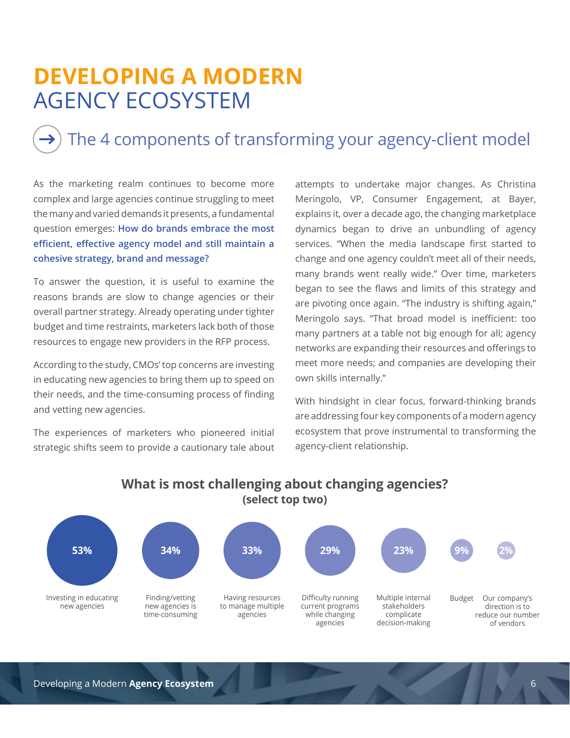# DEVELOPING A MODERN AGENCY ECOSYSTEM

## The 4 components of transforming your agency-client model

As the marketing realm continues to become more complex and large agencies continue struggling to meet the many and varied demands it presents, a fundamental question emerges: **How do brands embrace the most efficient, effective agency model and still maintain a cohesive strategy, brand and message?**

To answer the question, it is useful to examine the reasons brands are slow to change agencies or their overall partner strategy. Already operating under tighter budget and time restraints, marketers lack both of those resources to engage new providers in the RFP process.

According to the study, CMOs' top concerns are investing in educating new agencies to bring them up to speed on their needs, and the time-consuming process of finding and vetting new agencies.

The experiences of marketers who pioneered initial strategic shifts seem to provide a cautionary tale about attempts to undertake major changes. As Christina Meringolo, VP, Consumer Engagement, at Bayer, explains it, over a decade ago, the changing marketplace dynamics began to drive an unbundling of agency services. "When the media landscape first started to change and one agency couldn't meet all of their needs, many brands went really wide." Over time, marketers began to see the flaws and limits of this strategy and are pivoting once again. "The industry is shifting again," Meringolo says. "That broad model is inefficient: too many partners at a table not big enough for all; agency networks are expanding their resources and offerings to meet more needs; and companies are developing their own skills internally."

With hindsight in clear focus, forward-thinking brands are addressing four key components of a modern agency ecosystem that prove instrumental to transforming the agency-client relationship.

### What is most challenging about changing agencies? (select top two)

| Challenge | Percentage |
|---|---|
| Investing in educating new agencies | 53% |
| Finding/vetting new agencies is time-consuming | 34% |
| Having resources to manage multiple agencies | 33% |
| Difficulty running current programs while changing agencies | 29% |
| Multiple internal stakeholders complicate decision-making | 23% |
| Budget | 9% |
| Our company's direction is to reduce our number of vendors | 2% |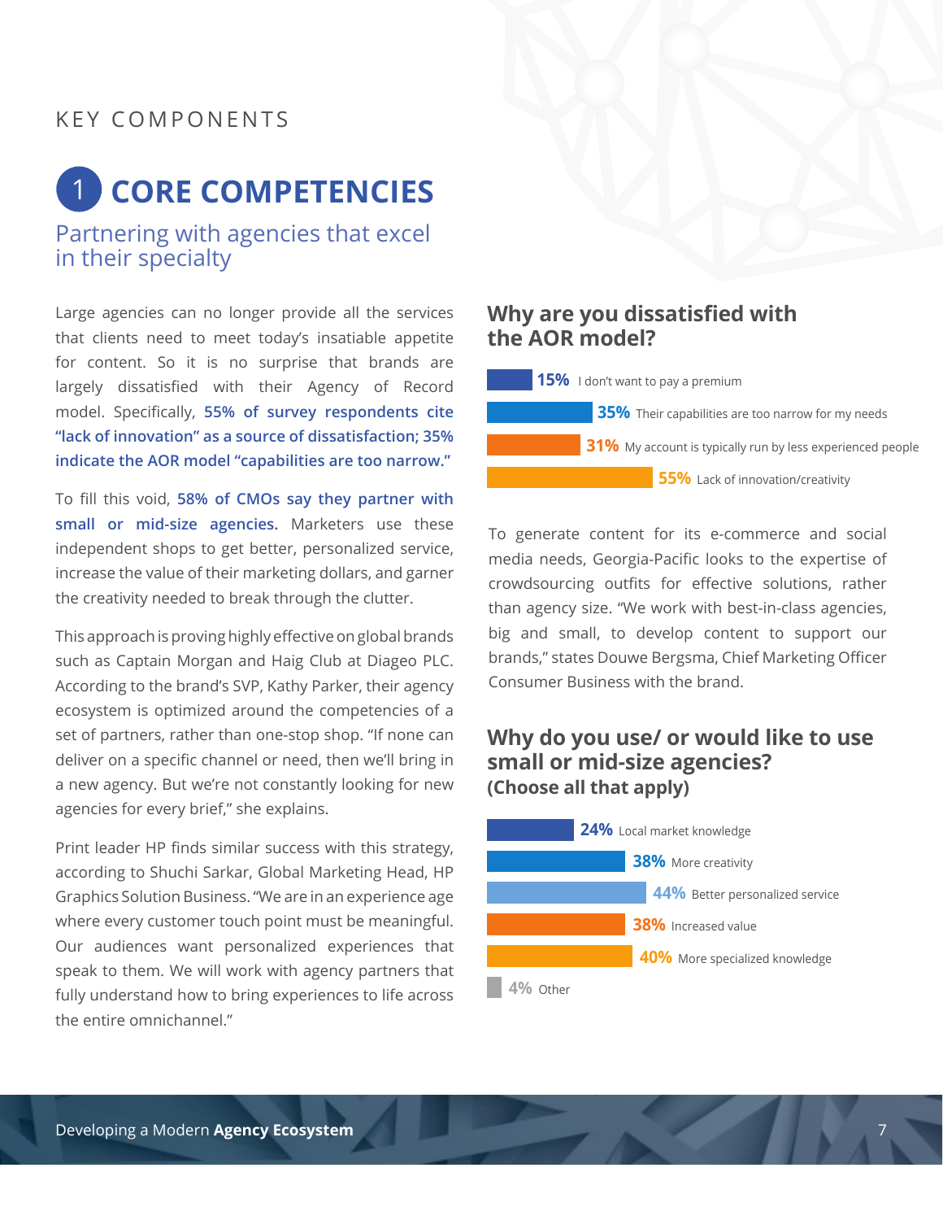KEY COMPONENTS

# 1 CORE COMPETENCIES

## Partnering with agencies that excel in their specialty

Large agencies can no longer provide all the services that clients need to meet today's insatiable appetite for content. So it is no surprise that brands are largely dissatisfied with their Agency of Record model. Specifically, **55% of survey respondents cite "lack of innovation" as a source of dissatisfaction; 35% indicate the AOR model "capabilities are too narrow."**

To fill this void, **58% of CMOs say they partner with small or mid-size agencies.** Marketers use these independent shops to get better, personalized service, increase the value of their marketing dollars, and garner the creativity needed to break through the clutter.

This approach is proving highly effective on global brands such as Captain Morgan and Haig Club at Diageo PLC. According to the brand's SVP, Kathy Parker, their agency ecosystem is optimized around the competencies of a set of partners, rather than one-stop shop. "If none can deliver on a specific channel or need, then we'll bring in a new agency. But we're not constantly looking for new agencies for every brief," she explains.

Print leader HP finds similar success with this strategy, according to Shuchi Sarkar, Global Marketing Head, HP Graphics Solution Business. "We are in an experience age where every customer touch point must be meaningful. Our audiences want personalized experiences that speak to them. We will work with agency partners that fully understand how to bring experiences to life across the entire omnichannel."

### Why are you dissatisfied with the AOR model?

| Percentage | Reason |
| --- | --- |
| 15% | I don't want to pay a premium |
| 35% | Their capabilities are too narrow for my needs |
| 31% | My account is typically run by less experienced people |
| 55% | Lack of innovation/creativity |

To generate content for its e-commerce and social media needs, Georgia-Pacific looks to the expertise of crowdsourcing outfits for effective solutions, rather than agency size. "We work with best-in-class agencies, big and small, to develop content to support our brands," states Douwe Bergsma, Chief Marketing Officer Consumer Business with the brand.

### Why do you use/ or would like to use small or mid-size agencies? (Choose all that apply)

| Percentage | Reason |
| --- | --- |
| 24% | Local market knowledge |
| 38% | More creativity |
| 44% | Better personalized service |
| 38% | Increased value |
| 40% | More specialized knowledge |
| 4% | Other |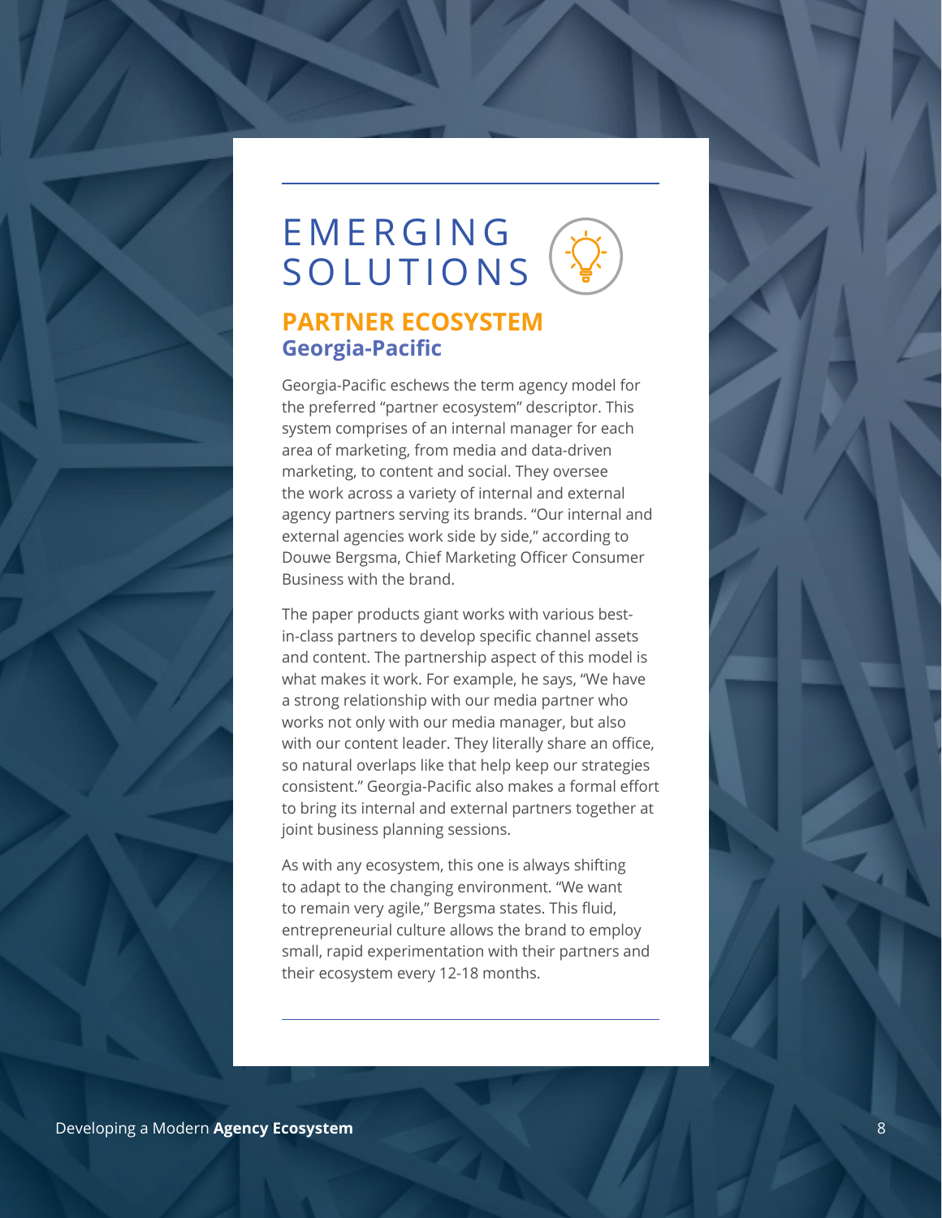# EMERGING SOLUTIONS

## PARTNER ECOSYSTEM

### Georgia-Pacific

Georgia-Pacific eschews the term agency model for the preferred "partner ecosystem" descriptor. This system comprises of an internal manager for each area of marketing, from media and data-driven marketing, to content and social. They oversee the work across a variety of internal and external agency partners serving its brands. "Our internal and external agencies work side by side," according to Douwe Bergsma, Chief Marketing Officer Consumer Business with the brand.

The paper products giant works with various best-in-class partners to develop specific channel assets and content. The partnership aspect of this model is what makes it work. For example, he says, "We have a strong relationship with our media partner who works not only with our media manager, but also with our content leader. They literally share an office, so natural overlaps like that help keep our strategies consistent." Georgia-Pacific also makes a formal effort to bring its internal and external partners together at joint business planning sessions.

As with any ecosystem, this one is always shifting to adapt to the changing environment. "We want to remain very agile," Bergsma states. This fluid, entrepreneurial culture allows the brand to employ small, rapid experimentation with their partners and their ecosystem every 12-18 months.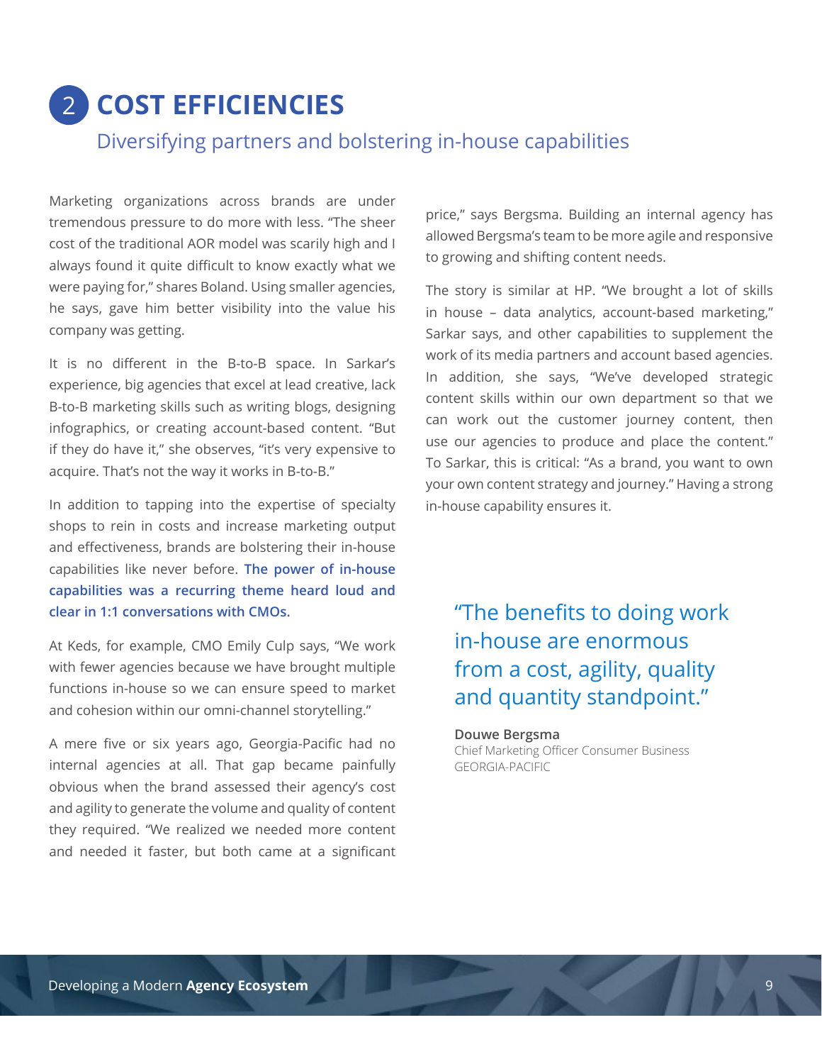# 2 COST EFFICIENCIES

## Diversifying partners and bolstering in-house capabilities

Marketing organizations across brands are under tremendous pressure to do more with less. "The sheer cost of the traditional AOR model was scarily high and I always found it quite difficult to know exactly what we were paying for," shares Boland. Using smaller agencies, he says, gave him better visibility into the value his company was getting.

It is no different in the B-to-B space. In Sarkar's experience, big agencies that excel at lead creative, lack B-to-B marketing skills such as writing blogs, designing infographics, or creating account-based content. "But if they do have it," she observes, "it's very expensive to acquire. That's not the way it works in B-to-B."

In addition to tapping into the expertise of specialty shops to rein in costs and increase marketing output and effectiveness, brands are bolstering their in-house capabilities like never before. **The power of in-house capabilities was a recurring theme heard loud and clear in 1:1 conversations with CMOs.**

At Keds, for example, CMO Emily Culp says, "We work with fewer agencies because we have brought multiple functions in-house so we can ensure speed to market and cohesion within our omni-channel storytelling."

A mere five or six years ago, Georgia-Pacific had no internal agencies at all. That gap became painfully obvious when the brand assessed their agency's cost and agility to generate the volume and quality of content they required. "We realized we needed more content and needed it faster, but both came at a significant price," says Bergsma. Building an internal agency has allowed Bergsma's team to be more agile and responsive to growing and shifting content needs.

The story is similar at HP. "We brought a lot of skills in house – data analytics, account-based marketing," Sarkar says, and other capabilities to supplement the work of its media partners and account based agencies. In addition, she says, "We've developed strategic content skills within our own department so that we can work out the customer journey content, then use our agencies to produce and place the content." To Sarkar, this is critical: "As a brand, you want to own your own content strategy and journey." Having a strong in-house capability ensures it.

> "The benefits to doing work in-house are enormous from a cost, agility, quality and quantity standpoint."
>
> **Douwe Bergsma**
> Chief Marketing Officer Consumer Business
> GEORGIA-PACIFIC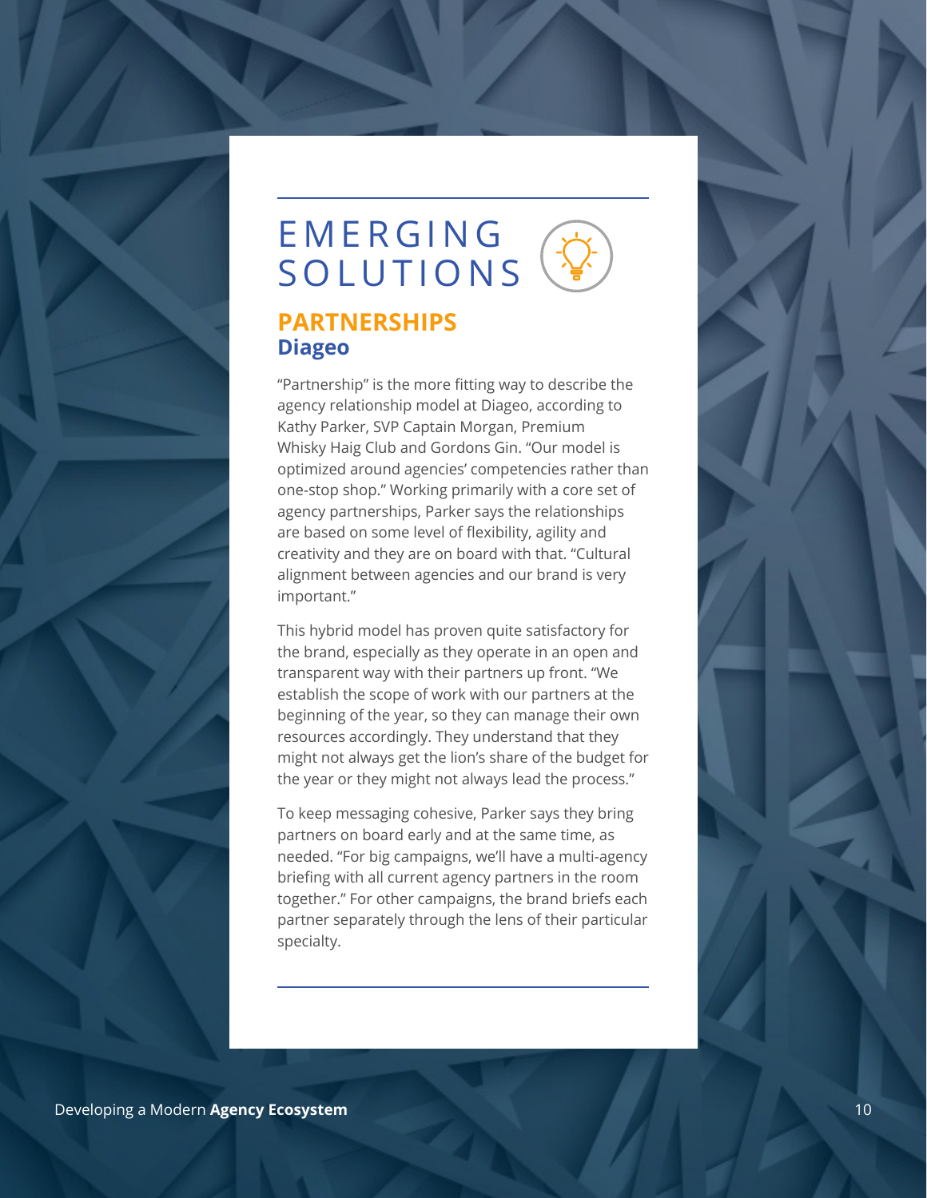# EMERGING SOLUTIONS

## PARTNERSHIPS

### Diageo

"Partnership" is the more fitting way to describe the agency relationship model at Diageo, according to Kathy Parker, SVP Captain Morgan, Premium Whisky Haig Club and Gordons Gin. "Our model is optimized around agencies' competencies rather than one-stop shop." Working primarily with a core set of agency partnerships, Parker says the relationships are based on some level of flexibility, agility and creativity and they are on board with that. "Cultural alignment between agencies and our brand is very important."

This hybrid model has proven quite satisfactory for the brand, especially as they operate in an open and transparent way with their partners up front. "We establish the scope of work with our partners at the beginning of the year, so they can manage their own resources accordingly. They understand that they might not always get the lion's share of the budget for the year or they might not always lead the process."

To keep messaging cohesive, Parker says they bring partners on board early and at the same time, as needed. "For big campaigns, we'll have a multi-agency briefing with all current agency partners in the room together." For other campaigns, the brand briefs each partner separately through the lens of their particular specialty.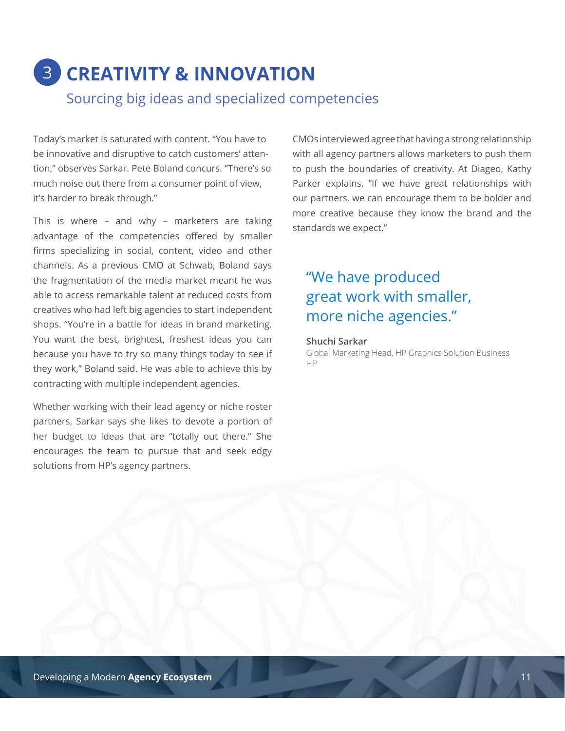# 3 CREATIVITY & INNOVATION

## Sourcing big ideas and specialized competencies

Today's market is saturated with content. "You have to be innovative and disruptive to catch customers' attention," observes Sarkar. Pete Boland concurs. "There's so much noise out there from a consumer point of view, it's harder to break through."

This is where – and why – marketers are taking advantage of the competencies offered by smaller firms specializing in social, content, video and other channels. As a previous CMO at Schwab, Boland says the fragmentation of the media market meant he was able to access remarkable talent at reduced costs from creatives who had left big agencies to start independent shops. "You're in a battle for ideas in brand marketing. You want the best, brightest, freshest ideas you can because you have to try so many things today to see if they work," Boland said. He was able to achieve this by contracting with multiple independent agencies.

Whether working with their lead agency or niche roster partners, Sarkar says she likes to devote a portion of her budget to ideas that are "totally out there." She encourages the team to pursue that and seek edgy solutions from HP's agency partners.

CMOs interviewed agree that having a strong relationship with all agency partners allows marketers to push them to push the boundaries of creativity. At Diageo, Kathy Parker explains, "If we have great relationships with our partners, we can encourage them to be bolder and more creative because they know the brand and the standards we expect."

> "We have produced great work with smaller, more niche agencies."
>
> **Shuchi Sarkar**
> Global Marketing Head, HP Graphics Solution Business
> HP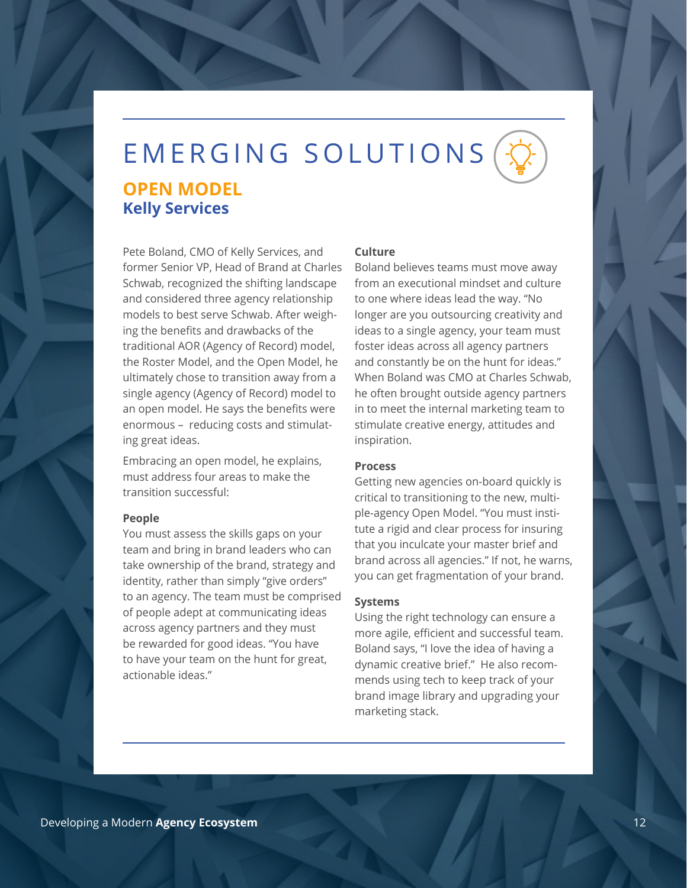# EMERGING SOLUTIONS

## OPEN MODEL
### Kelly Services

Pete Boland, CMO of Kelly Services, and former Senior VP, Head of Brand at Charles Schwab, recognized the shifting landscape and considered three agency relationship models to best serve Schwab. After weighing the benefits and drawbacks of the traditional AOR (Agency of Record) model, the Roster Model, and the Open Model, he ultimately chose to transition away from a single agency (Agency of Record) model to an open model. He says the benefits were enormous – reducing costs and stimulating great ideas.

Embracing an open model, he explains, must address four areas to make the transition successful:

**People**
You must assess the skills gaps on your team and bring in brand leaders who can take ownership of the brand, strategy and identity, rather than simply "give orders" to an agency. The team must be comprised of people adept at communicating ideas across agency partners and they must be rewarded for good ideas. "You have to have your team on the hunt for great, actionable ideas."

**Culture**
Boland believes teams must move away from an executional mindset and culture to one where ideas lead the way. "No longer are you outsourcing creativity and ideas to a single agency, your team must foster ideas across all agency partners and constantly be on the hunt for ideas." When Boland was CMO at Charles Schwab, he often brought outside agency partners in to meet the internal marketing team to stimulate creative energy, attitudes and inspiration.

**Process**
Getting new agencies on-board quickly is critical to transitioning to the new, multiple-agency Open Model. "You must institute a rigid and clear process for insuring that you inculcate your master brief and brand across all agencies." If not, he warns, you can get fragmentation of your brand.

**Systems**
Using the right technology can ensure a more agile, efficient and successful team. Boland says, "I love the idea of having a dynamic creative brief." He also recommends using tech to keep track of your brand image library and upgrading your marketing stack.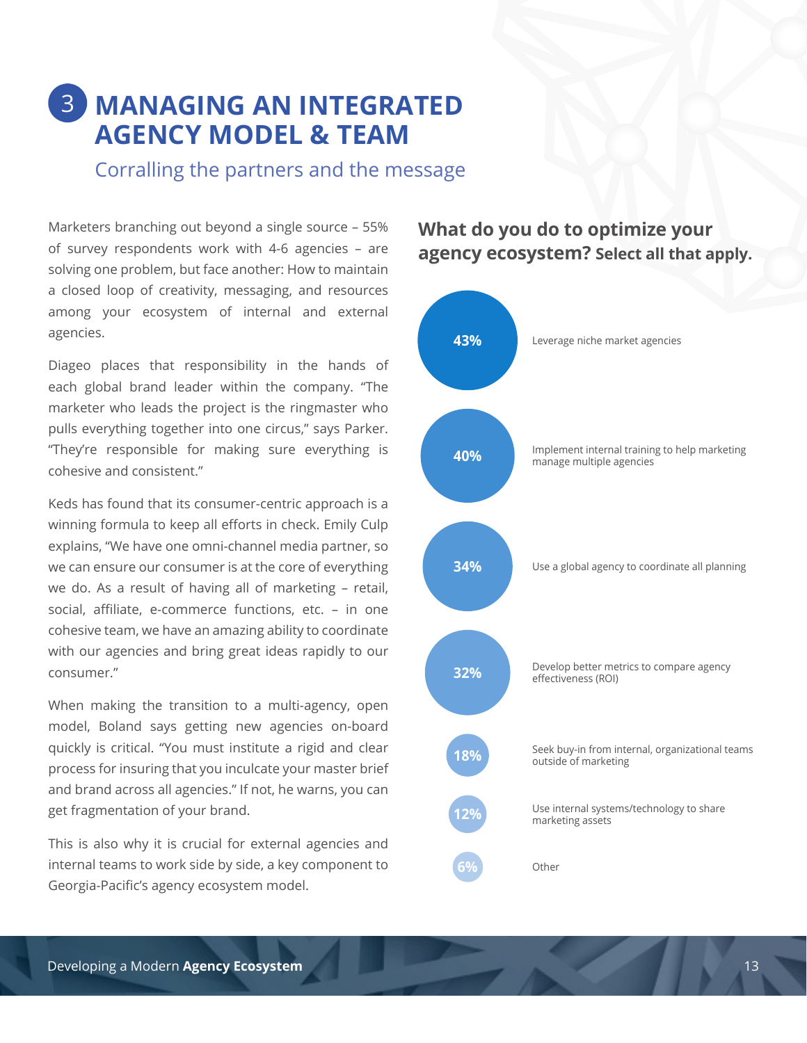# 3 MANAGING AN INTEGRATED AGENCY MODEL & TEAM

## Corralling the partners and the message

Marketers branching out beyond a single source – 55% of survey respondents work with 4-6 agencies – are solving one problem, but face another: How to maintain a closed loop of creativity, messaging, and resources among your ecosystem of internal and external agencies.

Diageo places that responsibility in the hands of each global brand leader within the company. "The marketer who leads the project is the ringmaster who pulls everything together into one circus," says Parker. "They're responsible for making sure everything is cohesive and consistent."

Keds has found that its consumer-centric approach is a winning formula to keep all efforts in check. Emily Culp explains, "We have one omni-channel media partner, so we can ensure our consumer is at the core of everything we do. As a result of having all of marketing – retail, social, affiliate, e-commerce functions, etc. – in one cohesive team, we have an amazing ability to coordinate with our agencies and bring great ideas rapidly to our consumer."

When making the transition to a multi-agency, open model, Boland says getting new agencies on-board quickly is critical. "You must institute a rigid and clear process for insuring that you inculcate your master brief and brand across all agencies." If not, he warns, you can get fragmentation of your brand.

This is also why it is crucial for external agencies and internal teams to work side by side, a key component to Georgia-Pacific's agency ecosystem model.

### What do you do to optimize your agency ecosystem? Select all that apply.

| % | Response |
|---|---|
| 43% | Leverage niche market agencies |
| 40% | Implement internal training to help marketing manage multiple agencies |
| 34% | Use a global agency to coordinate all planning |
| 32% | Develop better metrics to compare agency effectiveness (ROI) |
| 18% | Seek buy-in from internal, organizational teams outside of marketing |
| 12% | Use internal systems/technology to share marketing assets |
| 6% | Other |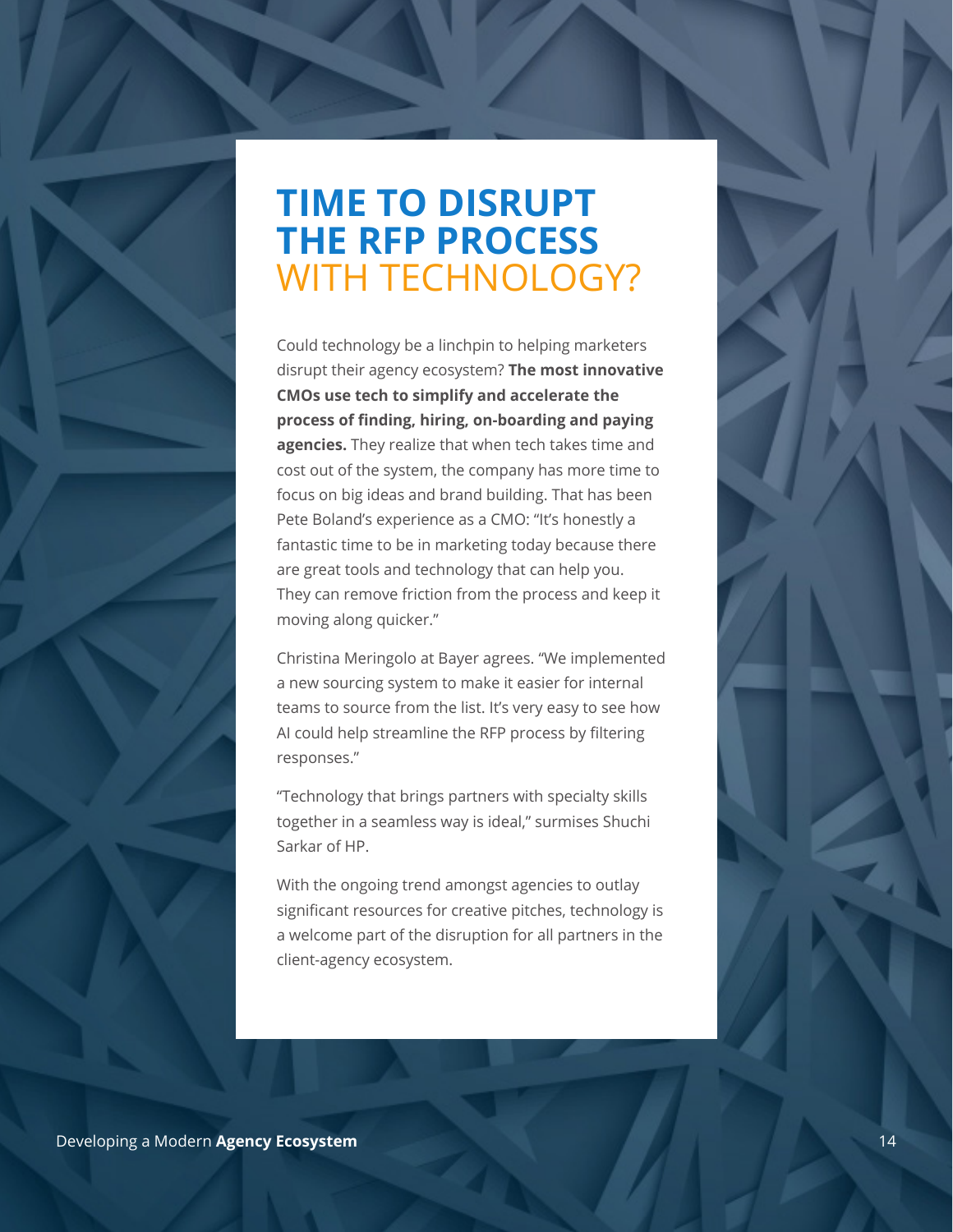# TIME TO DISRUPT THE RFP PROCESS WITH TECHNOLOGY?

Could technology be a linchpin to helping marketers disrupt their agency ecosystem? **The most innovative CMOs use tech to simplify and accelerate the process of finding, hiring, on-boarding and paying agencies.** They realize that when tech takes time and cost out of the system, the company has more time to focus on big ideas and brand building. That has been Pete Boland's experience as a CMO: "It's honestly a fantastic time to be in marketing today because there are great tools and technology that can help you. They can remove friction from the process and keep it moving along quicker."

Christina Meringolo at Bayer agrees. "We implemented a new sourcing system to make it easier for internal teams to source from the list. It's very easy to see how AI could help streamline the RFP process by filtering responses."

"Technology that brings partners with specialty skills together in a seamless way is ideal," surmises Shuchi Sarkar of HP.

With the ongoing trend amongst agencies to outlay significant resources for creative pitches, technology is a welcome part of the disruption for all partners in the client-agency ecosystem.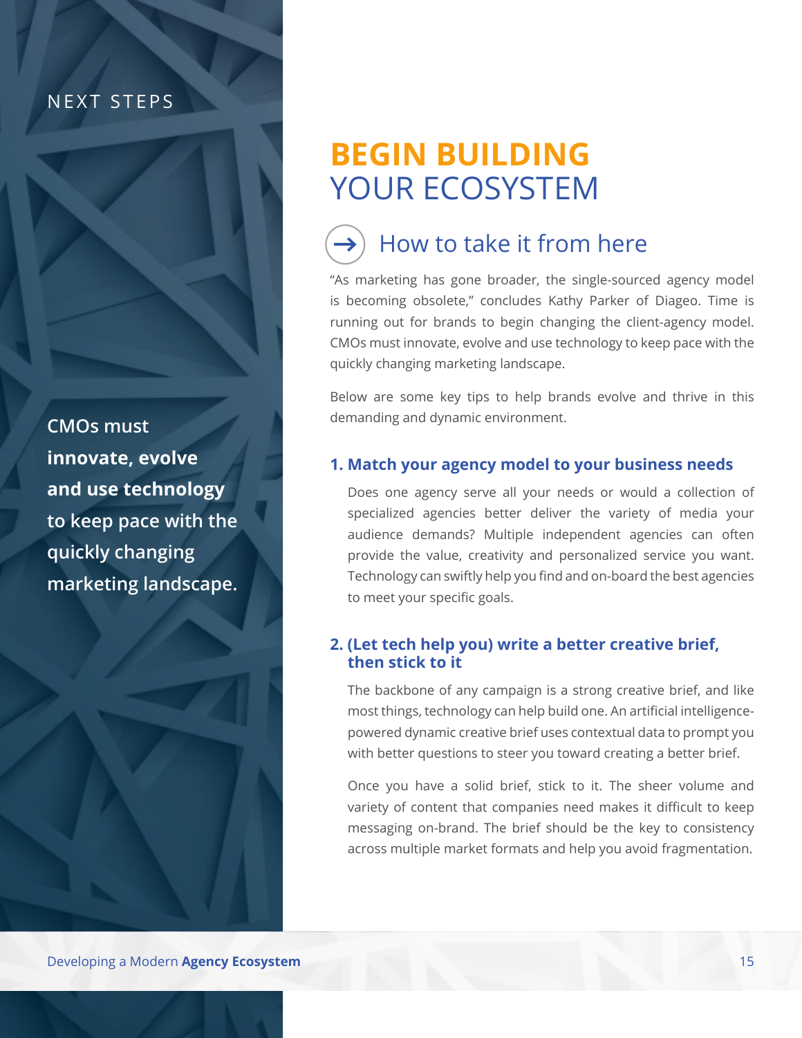NEXT STEPS

**CMOs must innovate, evolve and use technology to keep pace with the quickly changing marketing landscape.**

# BEGIN BUILDING YOUR ECOSYSTEM

## How to take it from here

"As marketing has gone broader, the single-sourced agency model is becoming obsolete," concludes Kathy Parker of Diageo. Time is running out for brands to begin changing the client-agency model. CMOs must innovate, evolve and use technology to keep pace with the quickly changing marketing landscape.

Below are some key tips to help brands evolve and thrive in this demanding and dynamic environment.

### 1. Match your agency model to your business needs

Does one agency serve all your needs or would a collection of specialized agencies better deliver the variety of media your audience demands? Multiple independent agencies can often provide the value, creativity and personalized service you want. Technology can swiftly help you find and on-board the best agencies to meet your specific goals.

### 2. (Let tech help you) write a better creative brief, then stick to it

The backbone of any campaign is a strong creative brief, and like most things, technology can help build one. An artificial intelligence-powered dynamic creative brief uses contextual data to prompt you with better questions to steer you toward creating a better brief.

Once you have a solid brief, stick to it. The sheer volume and variety of content that companies need makes it difficult to keep messaging on-brand. The brief should be the key to consistency across multiple market formats and help you avoid fragmentation.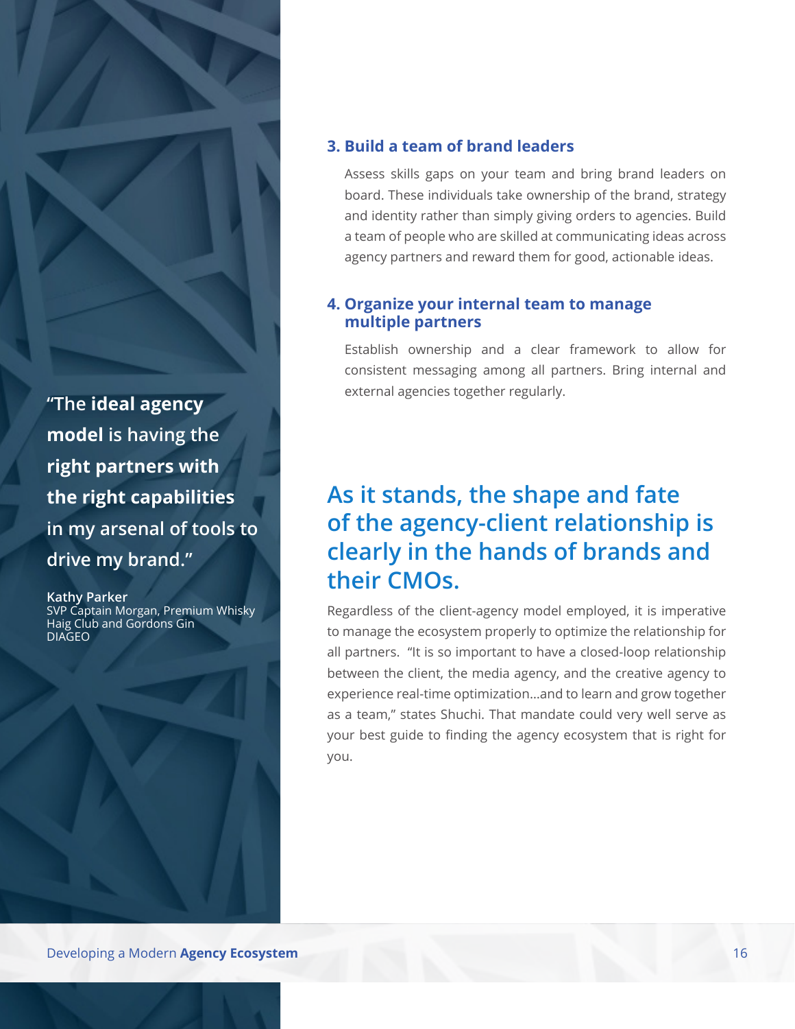### 3. Build a team of brand leaders

Assess skills gaps on your team and bring brand leaders on board. These individuals take ownership of the brand, strategy and identity rather than simply giving orders to agencies. Build a team of people who are skilled at communicating ideas across agency partners and reward them for good, actionable ideas.

### 4. Organize your internal team to manage multiple partners

Establish ownership and a clear framework to allow for consistent messaging among all partners. Bring internal and external agencies together regularly.

> "The **ideal agency model** is having the **right partners with the right capabilities** in my arsenal of tools to drive my brand."
>
> **Kathy Parker**
> SVP Captain Morgan, Premium Whisky Haig Club and Gordons Gin
> DIAGEO

## As it stands, the shape and fate of the agency-client relationship is clearly in the hands of brands and their CMOs.

Regardless of the client-agency model employed, it is imperative to manage the ecosystem properly to optimize the relationship for all partners. "It is so important to have a closed-loop relationship between the client, the media agency, and the creative agency to experience real-time optimization...and to learn and grow together as a team," states Shuchi. That mandate could very well serve as your best guide to finding the agency ecosystem that is right for you.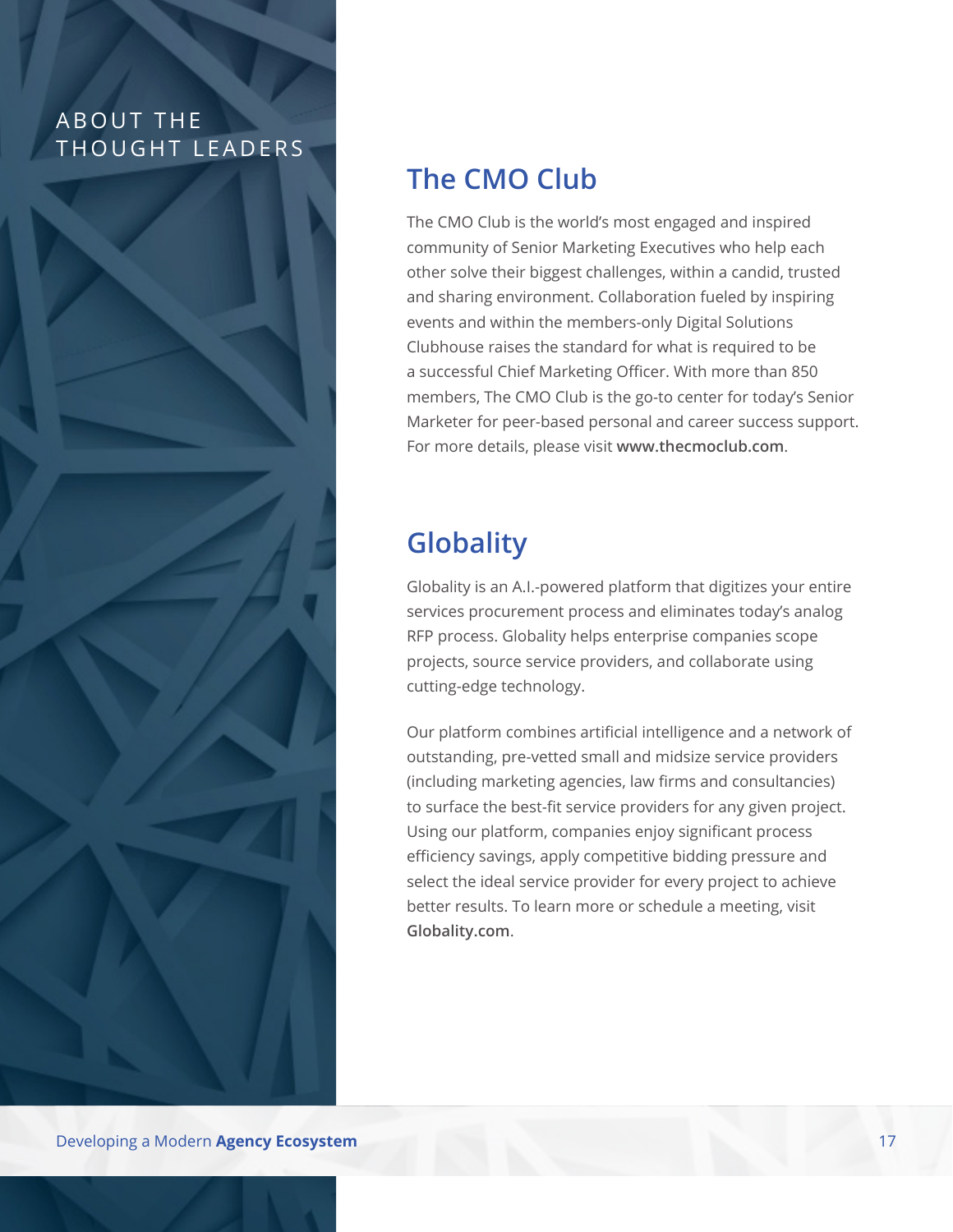# ABOUT THE THOUGHT LEADERS

## The CMO Club

The CMO Club is the world's most engaged and inspired community of Senior Marketing Executives who help each other solve their biggest challenges, within a candid, trusted and sharing environment. Collaboration fueled by inspiring events and within the members-only Digital Solutions Clubhouse raises the standard for what is required to be a successful Chief Marketing Officer. With more than 850 members, The CMO Club is the go-to center for today's Senior Marketer for peer-based personal and career success support. For more details, please visit **www.thecmoclub.com**.

## Globality

Globality is an A.I.-powered platform that digitizes your entire services procurement process and eliminates today's analog RFP process. Globality helps enterprise companies scope projects, source service providers, and collaborate using cutting-edge technology.

Our platform combines artificial intelligence and a network of outstanding, pre-vetted small and midsize service providers (including marketing agencies, law firms and consultancies) to surface the best-fit service providers for any given project. Using our platform, companies enjoy significant process efficiency savings, apply competitive bidding pressure and select the ideal service provider for every project to achieve better results. To learn more or schedule a meeting, visit **Globality.com**.